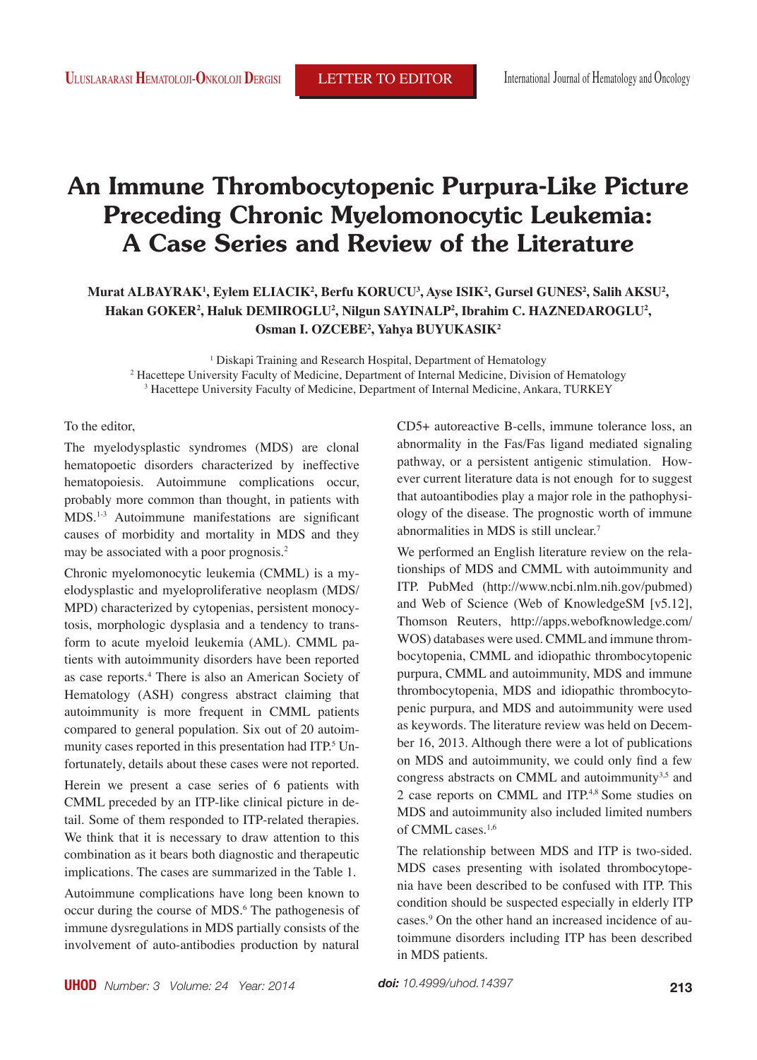LETTER TO EDITOR

# An Immune Thrombocytopenic Purpura-Like Picture Preceding Chronic Myelomonocytic Leukemia: A Case Series and Review of the Literature

**Murat ALBAYRAK[1], Eylem ELIACIK[2], Berfu KORUCU[3], Ayse ISIK[2], Gursel GUNES[2], Salih AKSU[2], Hakan GOKER[2], Haluk DEMIROGLU[2], Nilgun SAYINALP[2], Ibrahim C. HAZNEDAROGLU[2], Osman I. OZCEBE[2], Yahya BUYUKASIK[2]**

[1] Diskapi Training and Research Hospital, Department of Hematology
[2] Hacettepe University Faculty of Medicine, Department of Internal Medicine, Division of Hematology
[3] Hacettepe University Faculty of Medicine, Department of Internal Medicine, Ankara, TURKEY

To the editor,

The myelodysplastic syndromes (MDS) are clonal hematopoetic disorders characterized by ineffective hematopoiesis. Autoimmune complications occur, probably more common than thought, in patients with MDS.[1-3] Autoimmune manifestations are significant causes of morbidity and mortality in MDS and they may be associated with a poor prognosis.[2]

Chronic myelomonocytic leukemia (CMML) is a myelodysplastic and myeloproliferative neoplasm (MDS/MPD) characterized by cytopenias, persistent monocytosis, morphologic dysplasia and a tendency to transform to acute myeloid leukemia (AML). CMML patients with autoimmunity disorders have been reported as case reports.[4] There is also an American Society of Hematology (ASH) congress abstract claiming that autoimmunity is more frequent in CMML patients compared to general population. Six out of 20 autoimmunity cases reported in this presentation had ITP.[5] Unfortunately, details about these cases were not reported.

Herein we present a case series of 6 patients with CMML preceded by an ITP-like clinical picture in detail. Some of them responded to ITP-related therapies. We think that it is necessary to draw attention to this combination as it bears both diagnostic and therapeutic implications. The cases are summarized in the Table 1.

Autoimmune complications have long been known to occur during the course of MDS.[6] The pathogenesis of immune dysregulations in MDS partially consists of the involvement of auto-antibodies production by natural CD5+ autoreactive B-cells, immune tolerance loss, an abnormality in the Fas/Fas ligand mediated signaling pathway, or a persistent antigenic stimulation. However current literature data is not enough for to suggest that autoantibodies play a major role in the pathophysiology of the disease. The prognostic worth of immune abnormalities in MDS is still unclear.[7]

We performed an English literature review on the relationships of MDS and CMML with autoimmunity and ITP. PubMed (http://www.ncbi.nlm.nih.gov/pubmed) and Web of Science (Web of KnowledgeSM [v5.12], Thomson Reuters, http://apps.webofknowledge.com/WOS) databases were used. CMML and immune thrombocytopenia, CMML and idiopathic thrombocytopenic purpura, CMML and autoimmunity, MDS and immune thrombocytopenia, MDS and idiopathic thrombocytopenic purpura, and MDS and autoimmunity were used as keywords. The literature review was held on December 16, 2013. Although there were a lot of publications on MDS and autoimmunity, we could only find a few congress abstracts on CMML and autoimmunity[3,5] and 2 case reports on CMML and ITP.[4,8] Some studies on MDS and autoimmunity also included limited numbers of CMML cases.[1,6]

The relationship between MDS and ITP is two-sided. MDS cases presenting with isolated thrombocytopenia have been described to be confused with ITP. This condition should be suspected especially in elderly ITP cases.[9] On the other hand an increased incidence of autoimmune disorders including ITP has been described in MDS patients.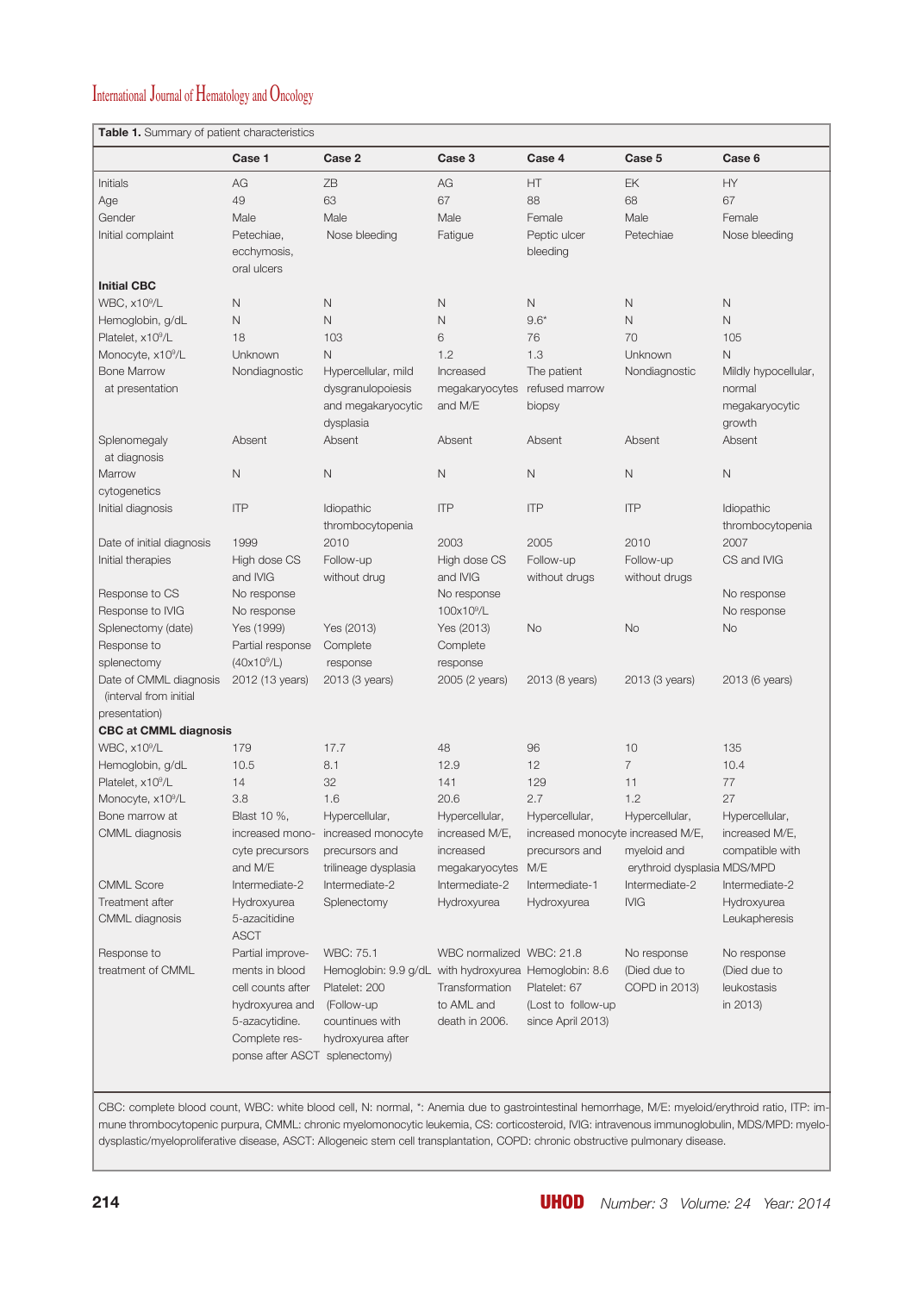**Table 1.** Summary of patient characteristics

| | Case 1 | Case 2 | Case 3 | Case 4 | Case 5 | Case 6 |
|---|---|---|---|---|---|---|
| Initials | AG | ZB | AG | HT | EK | HY |
| Age | 49 | 63 | 67 | 88 | 68 | 67 |
| Gender | Male | Male | Male | Female | Male | Female |
| Initial complaint | Petechiae, ecchymosis, oral ulcers | Nose bleeding | Fatigue | Peptic ulcer bleeding | Petechiae | Nose bleeding |
| **Initial CBC** | | | | | | |
| WBC, $x10^9$/L | N | N | N | N | N | N |
| Hemoglobin, g/dL | N | N | N | 9.6* | N | N |
| Platelet, $x10^9$/L | 18 | 103 | 6 | 76 | 70 | 105 |
| Monocyte, $x10^9$/L | Unknown | N | 1.2 | 1.3 | Unknown | N |
| Bone Marrow at presentation | Nondiagnostic | Hypercellular, mild dysgranulopoiesis and megakaryocytic dysplasia | Increased megakaryocytes and M/E | The patient refused marrow biopsy | Nondiagnostic | Mildly hypocellular, normal megakaryocytic growth |
| Splenomegaly at diagnosis | Absent | Absent | Absent | Absent | Absent | Absent |
| Marrow cytogenetics | N | N | N | N | N | N |
| Initial diagnosis | ITP | Idiopathic thrombocytopenia | ITP | ITP | ITP | Idiopathic thrombocytopenia |
| Date of initial diagnosis | 1999 | 2010 | 2003 | 2005 | 2010 | 2007 |
| Initial therapies | High dose CS and IVIG | Follow-up without drug | High dose CS and IVIG | Follow-up without drugs | Follow-up without drugs | CS and IVIG |
| Response to CS | No response | | No response | | | No response |
| Response to IVIG | No response | | 100x10$^9$/L | | | No response |
| Splenectomy (date) | Yes (1999) | Yes (2013) | Yes (2013) | No | No | No |
| Response to splenectomy | Partial response (40x10$^9$/L) | Complete response | Complete response | | | |
| Date of CMML diagnosis (interval from initial presentation) | 2012 (13 years) | 2013 (3 years) | 2005 (2 years) | 2013 (8 years) | 2013 (3 years) | 2013 (6 years) |
| **CBC at CMML diagnosis** | | | | | | |
| WBC, $x10^9$/L | 179 | 17.7 | 48 | 96 | 10 | 135 |
| Hemoglobin, g/dL | 10.5 | 8.1 | 12.9 | 12 | 7 | 10.4 |
| Platelet, $x10^9$/L | 14 | 32 | 141 | 129 | 11 | 77 |
| Monocyte, $x10^9$/L | 3.8 | 1.6 | 20.6 | 2.7 | 1.2 | 27 |
| Bone marrow at CMML diagnosis | Blast 10 %, increased monocyte precursors and M/E | Hypercellular, increased monocyte precursors and trilineage dysplasia | Hypercellular, increased M/E, increased megakaryocytes | Hypercellular, increased monocyte precursors and M/E | Hypercellular, increased M/E, myeloid and erythroid dysplasia | Hypercellular, increased M/E, compatible with MDS/MPD |
| CMML Score | Intermediate-2 | Intermediate-2 | Intermediate-2 | Intermediate-1 | Intermediate-2 | Intermediate-2 |
| Treatment after CMML diagnosis | Hydroxyurea 5-azacitidine ASCT | Splenectomy | Hydroxyurea | Hydroxyurea | IVIG | Hydroxyurea Leukapheresis |
| Response to treatment of CMML | Partial improvements in blood cell counts after hydroxyurea and 5-azacytidine. Complete response after ASCT | WBC: 75.1 Hemoglobin: 9.9 g/dL Platelet: 200 (Follow-up countinues with hydroxyurea after splenectomy) | WBC normalized with hydroxyurea Transformation to AML and death in 2006. | WBC: 21.8 Hemoglobin: 8.6 Platelet: 67 (Lost to follow-up since April 2013) | No response (Died due to COPD in 2013) | No response (Died due to leukostasis in 2013) |

CBC: complete blood count, WBC: white blood cell, N: normal, *: Anemia due to gastrointestinal hemorrhage, M/E: myeloid/erythroid ratio, ITP: immune thrombocytopenic purpura, CMML: chronic myelomonocytic leukemia, CS: corticosteroid, IVIG: intravenous immunoglobulin, MDS/MPD: myelodysplastic/myeloproliferative disease, ASCT: Allogeneic stem cell transplantation, COPD: chronic obstructive pulmonary disease.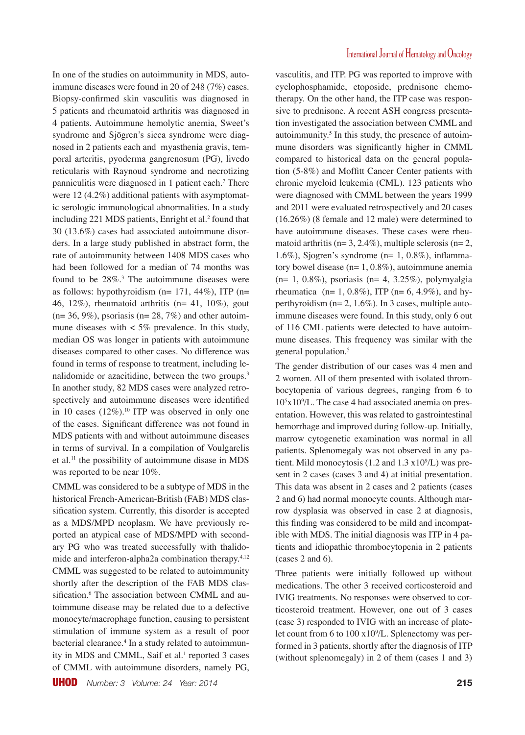In one of the studies on autoimmunity in MDS, autoimmune diseases were found in 20 of 248 (7%) cases. Biopsy-confirmed skin vasculitis was diagnosed in 5 patients and rheumatoid arthritis was diagnosed in 4 patients. Autoimmune hemolytic anemia, Sweet's syndrome and Sjögren's sicca syndrome were diagnosed in 2 patients each and myasthenia gravis, temporal arteritis, pyoderma gangrenosum (PG), livedo reticularis with Raynoud syndrome and necrotizing panniculitis were diagnosed in 1 patient each.[7] There were 12 (4.2%) additional patients with asymptomatic serologic immunological abnormalities. In a study including 221 MDS patients, Enright et al.[2] found that 30 (13.6%) cases had associated autoimmune disorders. In a large study published in abstract form, the rate of autoimmunity between 1408 MDS cases who had been followed for a median of 74 months was found to be 28%.[3] The autoimmune diseases were as follows: hypothyroidism (n= 171, 44%), ITP (n= 46, 12%), rheumatoid arthritis (n= 41, 10%), gout (n= 36, 9%), psoriasis (n= 28, 7%) and other autoimmune diseases with < 5% prevalence. In this study, median OS was longer in patients with autoimmune diseases compared to other cases. No difference was found in terms of response to treatment, including lenalidomide or azacitidine, between the two groups.[3] In another study, 82 MDS cases were analyzed retrospectively and autoimmune diseases were identified in 10 cases (12%).[10] ITP was observed in only one of the cases. Significant difference was not found in MDS patients with and without autoimmune diseases in terms of survival. In a compilation of Voulgarelis et al.[11] the possibility of autoimmune disase in MDS was reported to be near 10%.

CMML was considered to be a subtype of MDS in the historical French-American-British (FAB) MDS classification system. Currently, this disorder is accepted as a MDS/MPD neoplasm. We have previously reported an atypical case of MDS/MPD with secondary PG who was treated successfully with thalidomide and interferon-alpha2a combination therapy.[4,12] CMML was suggested to be related to autoimmunity shortly after the description of the FAB MDS classification.[6] The association between CMML and autoimmune disease may be related due to a defective monocyte/macrophage function, causing to persistent stimulation of immune system as a result of poor bacterial clearance.[4] In a study related to autoimmunity in MDS and CMML, Saif et al.[1] reported 3 cases of CMML with autoimmune disorders, namely PG, vasculitis, and ITP. PG was reported to improve with cyclophosphamide, etoposide, prednisone chemotherapy. On the other hand, the ITP case was responsive to prednisone. A recent ASH congress presentation investigated the association between CMML and autoimmunity.[5] In this study, the presence of autoimmune disorders was significantly higher in CMML compared to historical data on the general population (5-8%) and Moffitt Cancer Center patients with chronic myeloid leukemia (CML). 123 patients who were diagnosed with CMML between the years 1999 and 2011 were evaluated retrospectively and 20 cases (16.26%) (8 female and 12 male) were determined to have autoimmune diseases. These cases were rheumatoid arthritis (n= 3, 2.4%), multiple sclerosis (n= 2, 1.6%), Sjogren's syndrome (n= 1, 0.8%), inflammatory bowel disease (n= 1, 0.8%), autoimmune anemia (n= 1, 0.8%), psoriasis (n= 4, 3.25%), polymyalgia rheumatica (n= 1, 0.8%), ITP (n= 6, 4.9%), and hyperthyroidism (n= 2, 1.6%). In 3 cases, multiple autoimmune diseases were found. In this study, only 6 out of 116 CML patients were detected to have autoimmune diseases. This frequency was similar with the general population.[5]

The gender distribution of our cases was 4 men and 2 women. All of them presented with isolated thrombocytopenia of various degrees, ranging from 6 to $10^5 \times 10^9$/L. The case 4 had associated anemia on presentation. However, this was related to gastrointestinal hemorrhage and improved during follow-up. Initially, marrow cytogenetic examination was normal in all patients. Splenomegaly was not observed in any patient. Mild monocytosis (1.2 and 1.3 $\times 10^9$/L) was present in 2 cases (cases 3 and 4) at initial presentation. This data was absent in 2 cases and 2 patients (cases 2 and 6) had normal monocyte counts. Although marrow dysplasia was observed in case 2 at diagnosis, this finding was considered to be mild and incompatible with MDS. The initial diagnosis was ITP in 4 patients and idiopathic thrombocytopenia in 2 patients (cases 2 and 6).

Three patients were initially followed up without medications. The other 3 received corticosteroid and IVIG treatments. No responses were observed to corticosteroid treatment. However, one out of 3 cases (case 3) responded to IVIG with an increase of platelet count from 6 to 100 $\times 10^9$/L. Splenectomy was performed in 3 patients, shortly after the diagnosis of ITP (without splenomegaly) in 2 of them (cases 1 and 3)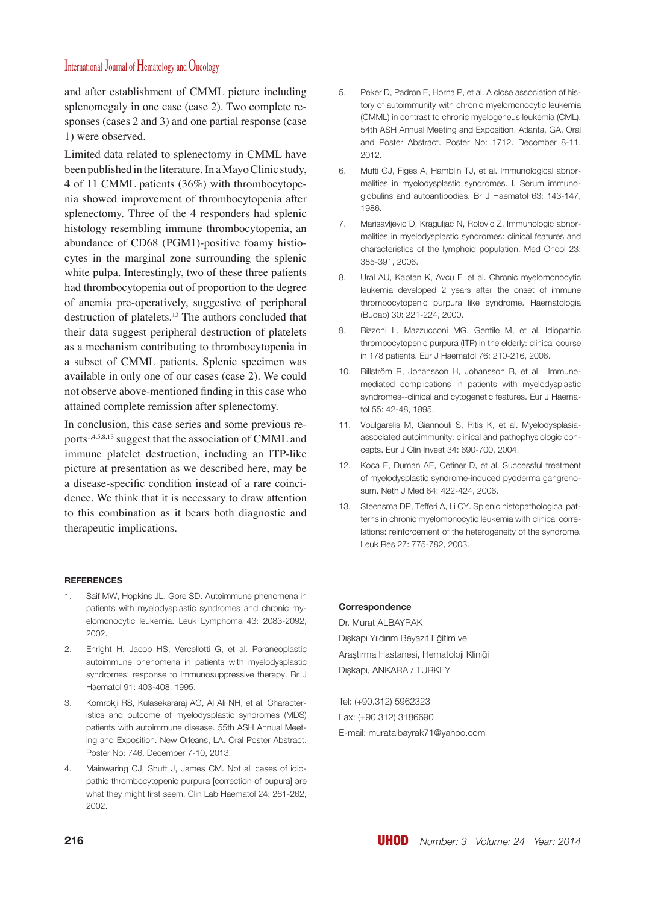and after establishment of CMML picture including splenomegaly in one case (case 2). Two complete responses (cases 2 and 3) and one partial response (case 1) were observed.

Limited data related to splenectomy in CMML have been published in the literature. In a Mayo Clinic study, 4 of 11 CMML patients (36%) with thrombocytopenia showed improvement of thrombocytopenia after splenectomy. Three of the 4 responders had splenic histology resembling immune thrombocytopenia, an abundance of CD68 (PGM1)-positive foamy histiocytes in the marginal zone surrounding the splenic white pulpa. Interestingly, two of these three patients had thrombocytopenia out of proportion to the degree of anemia pre-operatively, suggestive of peripheral destruction of platelets.[13] The authors concluded that their data suggest peripheral destruction of platelets as a mechanism contributing to thrombocytopenia in a subset of CMML patients. Splenic specimen was available in only one of our cases (case 2). We could not observe above-mentioned finding in this case who attained complete remission after splenectomy.

In conclusion, this case series and some previous reports[1,4,5,8,13] suggest that the association of CMML and immune platelet destruction, including an ITP-like picture at presentation as we described here, may be a disease-specific condition instead of a rare coincidence. We think that it is necessary to draw attention to this combination as it bears both diagnostic and therapeutic implications.

## REFERENCES

1. Saif MW, Hopkins JL, Gore SD. Autoimmune phenomena in patients with myelodysplastic syndromes and chronic myelomonocytic leukemia. Leuk Lymphoma 43: 2083-2092, 2002.
2. Enright H, Jacob HS, Vercellotti G, et al. Paraneoplastic autoimmune phenomena in patients with myelodysplastic syndromes: response to immunosuppressive therapy. Br J Haematol 91: 403-408, 1995.
3. Komrokji RS, Kulasekararaj AG, Al Ali NH, et al. Characteristics and outcome of myelodysplastic syndromes (MDS) patients with autoimmune disease. 55th ASH Annual Meeting and Exposition. New Orleans, LA. Oral Poster Abstract. Poster No: 746. December 7-10, 2013.
4. Mainwaring CJ, Shutt J, James CM. Not all cases of idiopathic thrombocytopenic purpura [correction of pupura] are what they might first seem. Clin Lab Haematol 24: 261-262, 2002.
5. Peker D, Padron E, Horna P, et al. A close association of history of autoimmunity with chronic myelomonocytic leukemia (CMML) in contrast to chronic myelogeneus leukemia (CML). 54th ASH Annual Meeting and Exposition. Atlanta, GA. Oral and Poster Abstract. Poster No: 1712. December 8-11, 2012.
6. Mufti GJ, Figes A, Hamblin TJ, et al. Immunological abnormalities in myelodysplastic syndromes. I. Serum immunoglobulins and autoantibodies. Br J Haematol 63: 143-147, 1986.
7. Marisavljevic D, Kraguljac N, Rolovic Z. Immunologic abnormalities in myelodysplastic syndromes: clinical features and characteristics of the lymphoid population. Med Oncol 23: 385-391, 2006.
8. Ural AU, Kaptan K, Avcu F, et al. Chronic myelomonocytic leukemia developed 2 years after the onset of immune thrombocytopenic purpura like syndrome. Haematologia (Budap) 30: 221-224, 2000.
9. Bizzoni L, Mazzucconi MG, Gentile M, et al. Idiopathic thrombocytopenic purpura (ITP) in the elderly: clinical course in 178 patients. Eur J Haematol 76: 210-216, 2006.
10. Billström R, Johansson H, Johansson B, et al. Immune-mediated complications in patients with myelodysplastic syndromes--clinical and cytogenetic features. Eur J Haematol 55: 42-48, 1995.
11. Voulgarelis M, Giannouli S, Ritis K, et al. Myelodysplasia-associated autoimmunity: clinical and pathophysiologic concepts. Eur J Clin Invest 34: 690-700, 2004.
12. Koca E, Duman AE, Cetiner D, et al. Successful treatment of myelodysplastic syndrome-induced pyoderma gangrenosum. Neth J Med 64: 422-424, 2006.
13. Steensma DP, Tefferi A, Li CY. Splenic histopathological patterns in chronic myelomonocytic leukemia with clinical correlations: reinforcement of the heterogeneity of the syndrome. Leuk Res 27: 775-782, 2003.

**Correspondence**

Dr. Murat ALBAYRAK
Dışkapı Yıldırım Beyazıt Eğitim ve
Araştırma Hastanesi, Hematoloji Kliniği
Dışkapı, ANKARA / TURKEY

Tel: (+90.312) 5962323
Fax: (+90.312) 3186690
E-mail: muratalbayrak71@yahoo.com